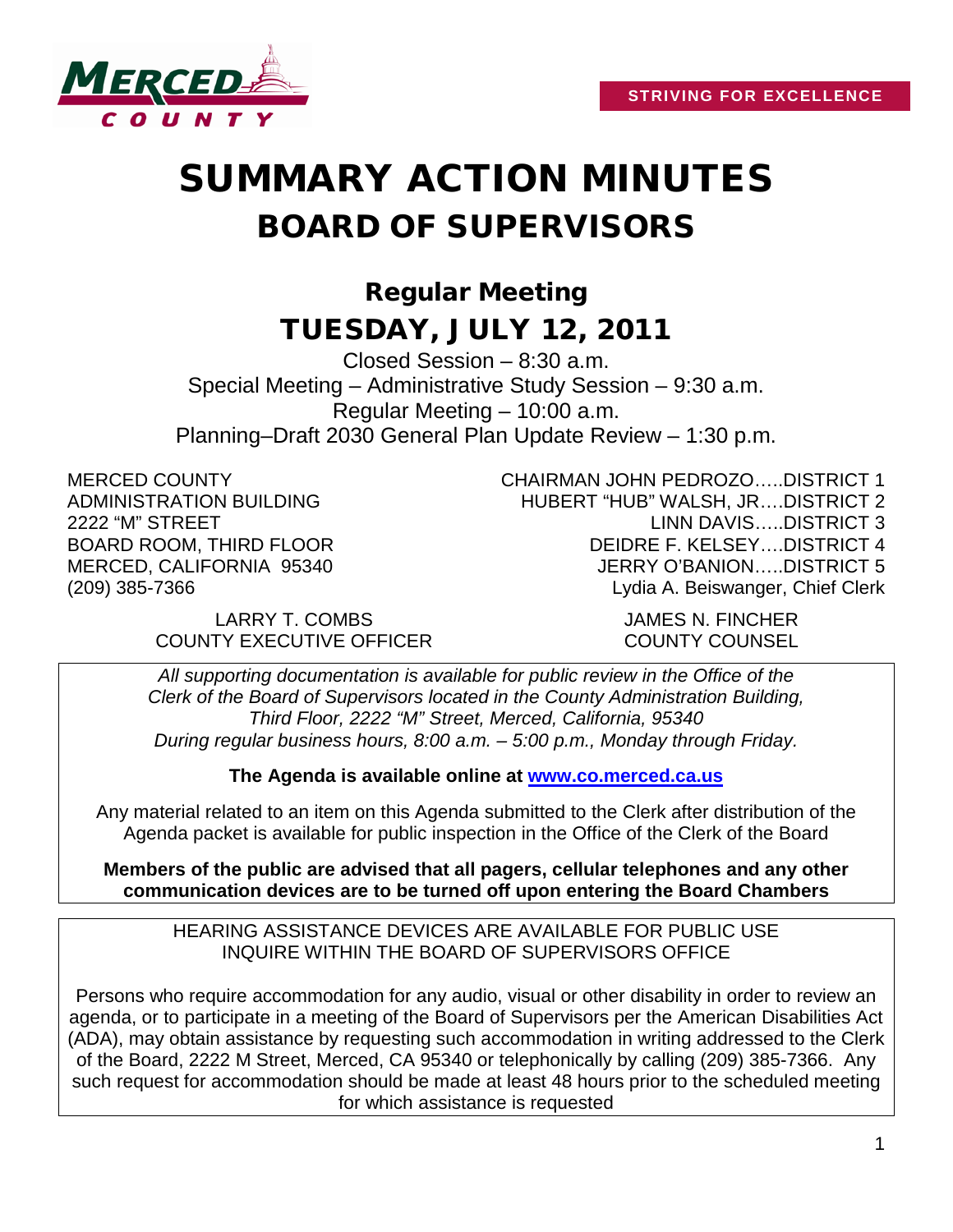STRIVING FOR EXCELLENCE

# SUMMARY ACTION MINUTES
## BOARD OF SUPERVISORS

### Regular Meeting
### TUESDAY, JULY 12, 2011

Closed Session – 8:30 a.m.
Special Meeting – Administrative Study Session – 9:30 a.m.
Regular Meeting – 10:00 a.m.
Planning–Draft 2030 General Plan Update Review – 1:30 p.m.

MERCED COUNTY
ADMINISTRATION BUILDING
2222 "M" STREET
BOARD ROOM, THIRD FLOOR
MERCED, CALIFORNIA 95340
(209) 385-7366

CHAIRMAN JOHN PEDROZO.....DISTRICT 1
HUBERT "HUB" WALSH, JR....DISTRICT 2
LINN DAVIS.....DISTRICT 3
DEIDRE F. KELSEY....DISTRICT 4
JERRY O'BANION.....DISTRICT 5
Lydia A. Beiswanger, Chief Clerk

LARRY T. COMBS
COUNTY EXECUTIVE OFFICER

JAMES N. FINCHER
COUNTY COUNSEL

*All supporting documentation is available for public review in the Office of the Clerk of the Board of Supervisors located in the County Administration Building, Third Floor, 2222 "M" Street, Merced, California, 95340 During regular business hours, 8:00 a.m. – 5:00 p.m., Monday through Friday.*

**The Agenda is available online at [www.co.merced.ca.us](http://www.co.merced.ca.us)**

Any material related to an item on this Agenda submitted to the Clerk after distribution of the Agenda packet is available for public inspection in the Office of the Clerk of the Board

**Members of the public are advised that all pagers, cellular telephones and any other communication devices are to be turned off upon entering the Board Chambers**

HEARING ASSISTANCE DEVICES ARE AVAILABLE FOR PUBLIC USE
INQUIRE WITHIN THE BOARD OF SUPERVISORS OFFICE

Persons who require accommodation for any audio, visual or other disability in order to review an agenda, or to participate in a meeting of the Board of Supervisors per the American Disabilities Act (ADA), may obtain assistance by requesting such accommodation in writing addressed to the Clerk of the Board, 2222 M Street, Merced, CA 95340 or telephonically by calling (209) 385-7366. Any such request for accommodation should be made at least 48 hours prior to the scheduled meeting for which assistance is requested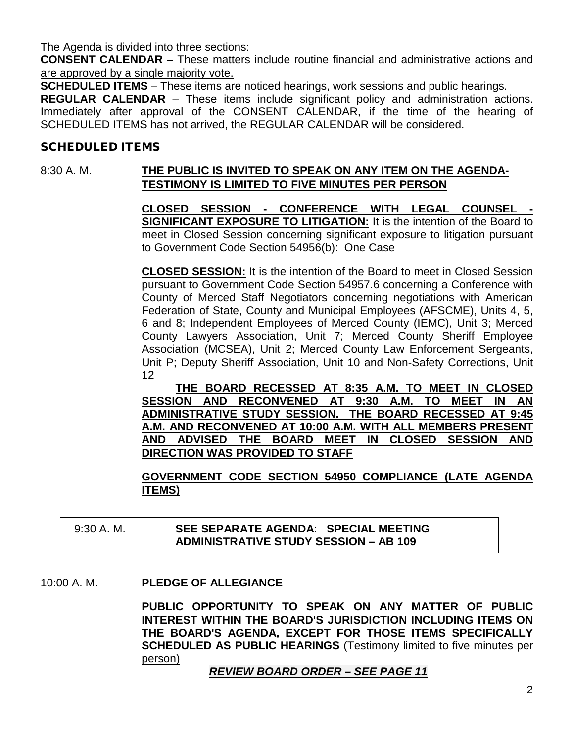The Agenda is divided into three sections:

**CONSENT CALENDAR** – These matters include routine financial and administrative actions and are approved by a single majority vote.

**SCHEDULED ITEMS** – These items are noticed hearings, work sessions and public hearings.

**REGULAR CALENDAR** – These items include significant policy and administration actions. Immediately after approval of the CONSENT CALENDAR, if the time of the hearing of SCHEDULED ITEMS has not arrived, the REGULAR CALENDAR will be considered.

## SCHEDULED ITEMS

8:30 A. M. **THE PUBLIC IS INVITED TO SPEAK ON ANY ITEM ON THE AGENDA-TESTIMONY IS LIMITED TO FIVE MINUTES PER PERSON**

**CLOSED SESSION - CONFERENCE WITH LEGAL COUNSEL - SIGNIFICANT EXPOSURE TO LITIGATION:** It is the intention of the Board to meet in Closed Session concerning significant exposure to litigation pursuant to Government Code Section 54956(b): One Case

**CLOSED SESSION:** It is the intention of the Board to meet in Closed Session pursuant to Government Code Section 54957.6 concerning a Conference with County of Merced Staff Negotiators concerning negotiations with American Federation of State, County and Municipal Employees (AFSCME), Units 4, 5, 6 and 8; Independent Employees of Merced County (IEMC), Unit 3; Merced County Lawyers Association, Unit 7; Merced County Sheriff Employee Association (MCSEA), Unit 2; Merced County Law Enforcement Sergeants, Unit P; Deputy Sheriff Association, Unit 10 and Non-Safety Corrections, Unit 12

**THE BOARD RECESSED AT 8:35 A.M. TO MEET IN CLOSED SESSION AND RECONVENED AT 9:30 A.M. TO MEET IN AN ADMINISTRATIVE STUDY SESSION. THE BOARD RECESSED AT 9:45 A.M. AND RECONVENED AT 10:00 A.M. WITH ALL MEMBERS PRESENT AND ADVISED THE BOARD MEET IN CLOSED SESSION AND DIRECTION WAS PROVIDED TO STAFF**

**GOVERNMENT CODE SECTION 54950 COMPLIANCE (LATE AGENDA ITEMS)**

9:30 A. M. **SEE SEPARATE AGENDA**: **SPECIAL MEETING ADMINISTRATIVE STUDY SESSION – AB 109**

10:00 A. M. **PLEDGE OF ALLEGIANCE**

**PUBLIC OPPORTUNITY TO SPEAK ON ANY MATTER OF PUBLIC INTEREST WITHIN THE BOARD'S JURISDICTION INCLUDING ITEMS ON THE BOARD'S AGENDA, EXCEPT FOR THOSE ITEMS SPECIFICALLY SCHEDULED AS PUBLIC HEARINGS** (Testimony limited to five minutes per person)

***REVIEW BOARD ORDER – SEE PAGE 11***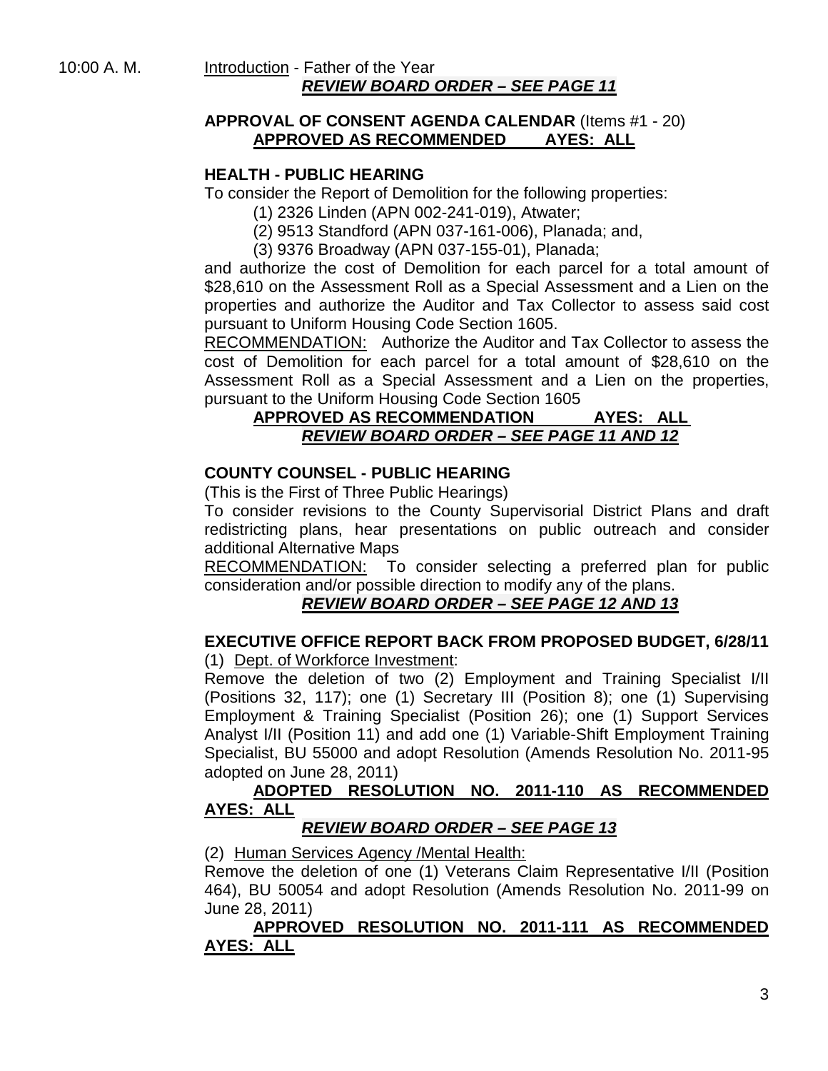10:00 A. M. Introduction - Father of the Year

***REVIEW BOARD ORDER – SEE PAGE 11***

**APPROVAL OF CONSENT AGENDA CALENDAR** (Items #1 - 20)

**APPROVED AS RECOMMENDED AYES: ALL**

**HEALTH - PUBLIC HEARING**

To consider the Report of Demolition for the following properties:

(1) 2326 Linden (APN 002-241-019), Atwater;
(2) 9513 Standford (APN 037-161-006), Planada; and,
(3) 9376 Broadway (APN 037-155-01), Planada;

and authorize the cost of Demolition for each parcel for a total amount of $28,610 on the Assessment Roll as a Special Assessment and a Lien on the properties and authorize the Auditor and Tax Collector to assess said cost pursuant to Uniform Housing Code Section 1605.

RECOMMENDATION: Authorize the Auditor and Tax Collector to assess the cost of Demolition for each parcel for a total amount of $28,610 on the Assessment Roll as a Special Assessment and a Lien on the properties, pursuant to the Uniform Housing Code Section 1605

**APPROVED AS RECOMMENDATION AYES: ALL**

***REVIEW BOARD ORDER – SEE PAGE 11 AND 12***

**COUNTY COUNSEL - PUBLIC HEARING**

(This is the First of Three Public Hearings)

To consider revisions to the County Supervisorial District Plans and draft redistricting plans, hear presentations on public outreach and consider additional Alternative Maps

RECOMMENDATION: To consider selecting a preferred plan for public consideration and/or possible direction to modify any of the plans.

***REVIEW BOARD ORDER – SEE PAGE 12 AND 13***

**EXECUTIVE OFFICE REPORT BACK FROM PROPOSED BUDGET, 6/28/11**

(1) Dept. of Workforce Investment:

Remove the deletion of two (2) Employment and Training Specialist I/II (Positions 32, 117); one (1) Secretary III (Position 8); one (1) Supervising Employment & Training Specialist (Position 26); one (1) Support Services Analyst I/II (Position 11) and add one (1) Variable-Shift Employment Training Specialist, BU 55000 and adopt Resolution (Amends Resolution No. 2011-95 adopted on June 28, 2011)

**ADOPTED RESOLUTION NO. 2011-110 AS RECOMMENDED AYES: ALL**

***REVIEW BOARD ORDER – SEE PAGE 13***

(2) Human Services Agency /Mental Health:

Remove the deletion of one (1) Veterans Claim Representative I/II (Position 464), BU 50054 and adopt Resolution (Amends Resolution No. 2011-99 on June 28, 2011)

**APPROVED RESOLUTION NO. 2011-111 AS RECOMMENDED AYES: ALL**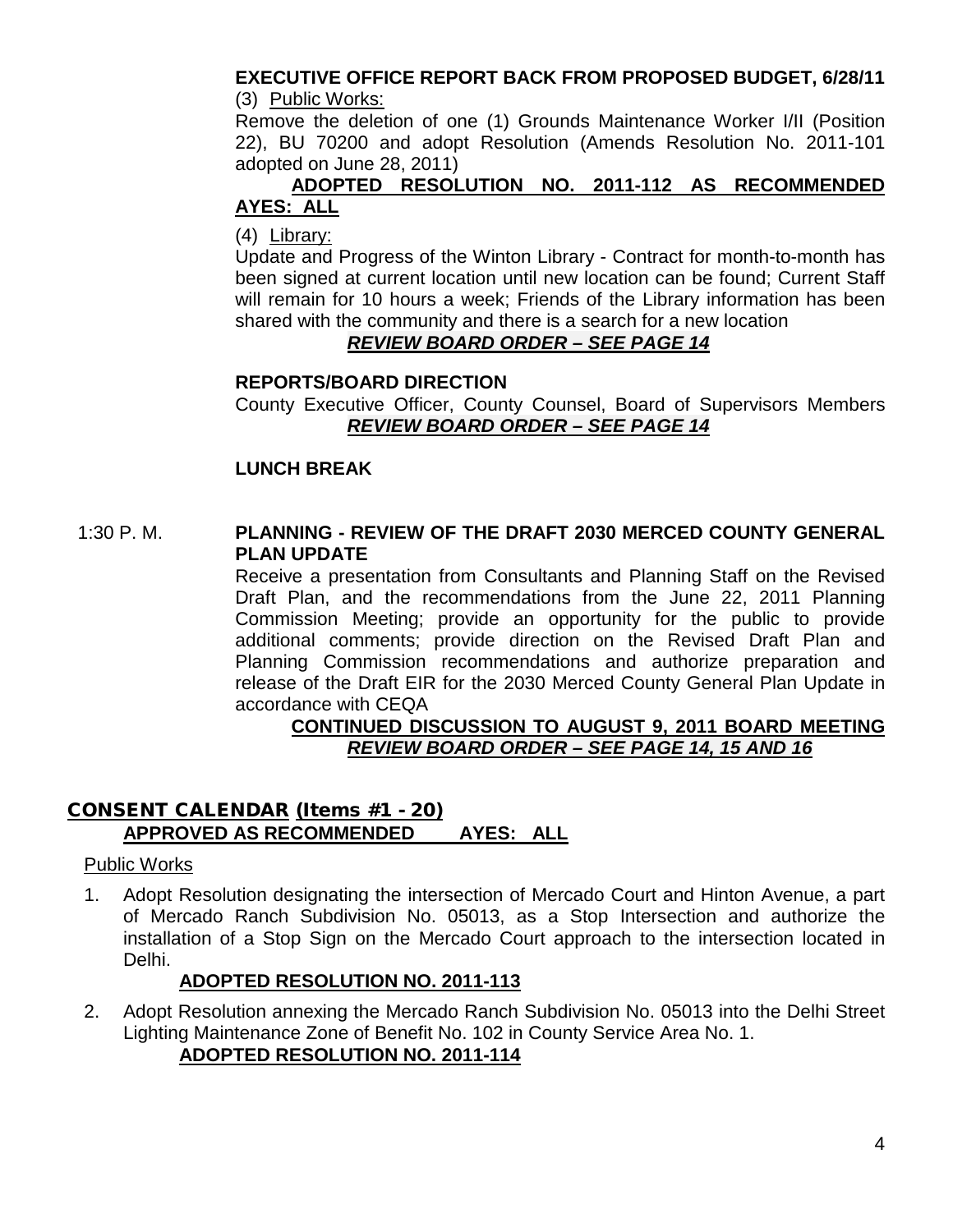**EXECUTIVE OFFICE REPORT BACK FROM PROPOSED BUDGET, 6/28/11**

(3) Public Works:

Remove the deletion of one (1) Grounds Maintenance Worker I/II (Position 22), BU 70200 and adopt Resolution (Amends Resolution No. 2011-101 adopted on June 28, 2011)

**ADOPTED RESOLUTION NO. 2011-112 AS RECOMMENDED AYES: ALL**

(4) Library:

Update and Progress of the Winton Library - Contract for month-to-month has been signed at current location until new location can be found; Current Staff will remain for 10 hours a week; Friends of the Library information has been shared with the community and there is a search for a new location

***REVIEW BOARD ORDER – SEE PAGE 14***

**REPORTS/BOARD DIRECTION**

County Executive Officer, County Counsel, Board of Supervisors Members

***REVIEW BOARD ORDER – SEE PAGE 14***

**LUNCH BREAK**

1:30 P. M. **PLANNING - REVIEW OF THE DRAFT 2030 MERCED COUNTY GENERAL PLAN UPDATE**

Receive a presentation from Consultants and Planning Staff on the Revised Draft Plan, and the recommendations from the June 22, 2011 Planning Commission Meeting; provide an opportunity for the public to provide additional comments; provide direction on the Revised Draft Plan and Planning Commission recommendations and authorize preparation and release of the Draft EIR for the 2030 Merced County General Plan Update in accordance with CEQA

**CONTINUED DISCUSSION TO AUGUST 9, 2011 BOARD MEETING**

***REVIEW BOARD ORDER – SEE PAGE 14, 15 AND 16***

## CONSENT CALENDAR (Items #1 - 20)

**APPROVED AS RECOMMENDED AYES: ALL**

Public Works

1. Adopt Resolution designating the intersection of Mercado Court and Hinton Avenue, a part of Mercado Ranch Subdivision No. 05013, as a Stop Intersection and authorize the installation of a Stop Sign on the Mercado Court approach to the intersection located in Delhi.

   **ADOPTED RESOLUTION NO. 2011-113**

2. Adopt Resolution annexing the Mercado Ranch Subdivision No. 05013 into the Delhi Street Lighting Maintenance Zone of Benefit No. 102 in County Service Area No. 1.

   **ADOPTED RESOLUTION NO. 2011-114**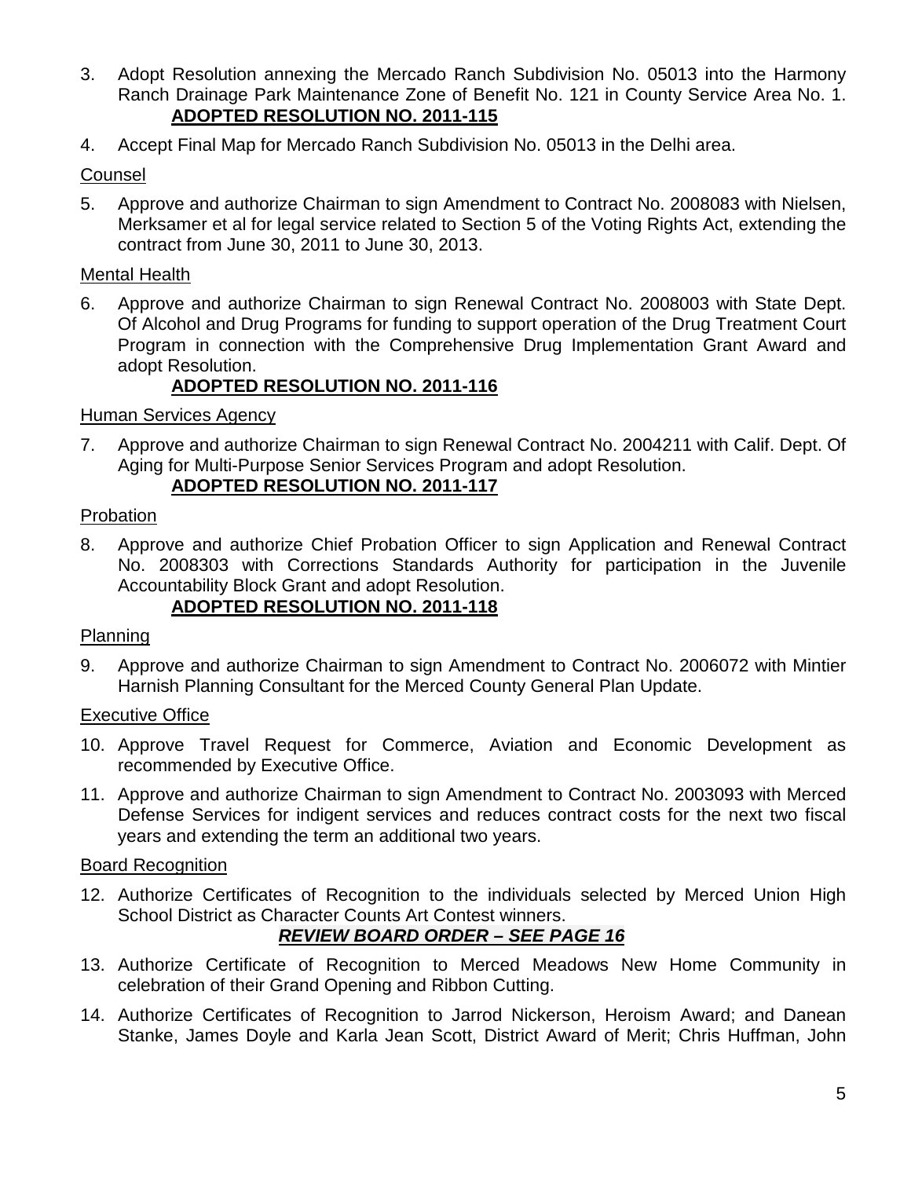3. Adopt Resolution annexing the Mercado Ranch Subdivision No. 05013 into the Harmony Ranch Drainage Park Maintenance Zone of Benefit No. 121 in County Service Area No. 1.
   **ADOPTED RESOLUTION NO. 2011-115**

4. Accept Final Map for Mercado Ranch Subdivision No. 05013 in the Delhi area.

Counsel

5. Approve and authorize Chairman to sign Amendment to Contract No. 2008083 with Nielsen, Merksamer et al for legal service related to Section 5 of the Voting Rights Act, extending the contract from June 30, 2011 to June 30, 2013.

Mental Health

6. Approve and authorize Chairman to sign Renewal Contract No. 2008003 with State Dept. Of Alcohol and Drug Programs for funding to support operation of the Drug Treatment Court Program in connection with the Comprehensive Drug Implementation Grant Award and adopt Resolution.
   **ADOPTED RESOLUTION NO. 2011-116**

Human Services Agency

7. Approve and authorize Chairman to sign Renewal Contract No. 2004211 with Calif. Dept. Of Aging for Multi-Purpose Senior Services Program and adopt Resolution.
   **ADOPTED RESOLUTION NO. 2011-117**

Probation

8. Approve and authorize Chief Probation Officer to sign Application and Renewal Contract No. 2008303 with Corrections Standards Authority for participation in the Juvenile Accountability Block Grant and adopt Resolution.
   **ADOPTED RESOLUTION NO. 2011-118**

Planning

9. Approve and authorize Chairman to sign Amendment to Contract No. 2006072 with Mintier Harnish Planning Consultant for the Merced County General Plan Update.

Executive Office

10. Approve Travel Request for Commerce, Aviation and Economic Development as recommended by Executive Office.

11. Approve and authorize Chairman to sign Amendment to Contract No. 2003093 with Merced Defense Services for indigent services and reduces contract costs for the next two fiscal years and extending the term an additional two years.

Board Recognition

12. Authorize Certificates of Recognition to the individuals selected by Merced Union High School District as Character Counts Art Contest winners.
    ***REVIEW BOARD ORDER – SEE PAGE 16***

13. Authorize Certificate of Recognition to Merced Meadows New Home Community in celebration of their Grand Opening and Ribbon Cutting.

14. Authorize Certificates of Recognition to Jarrod Nickerson, Heroism Award; and Danean Stanke, James Doyle and Karla Jean Scott, District Award of Merit; Chris Huffman, John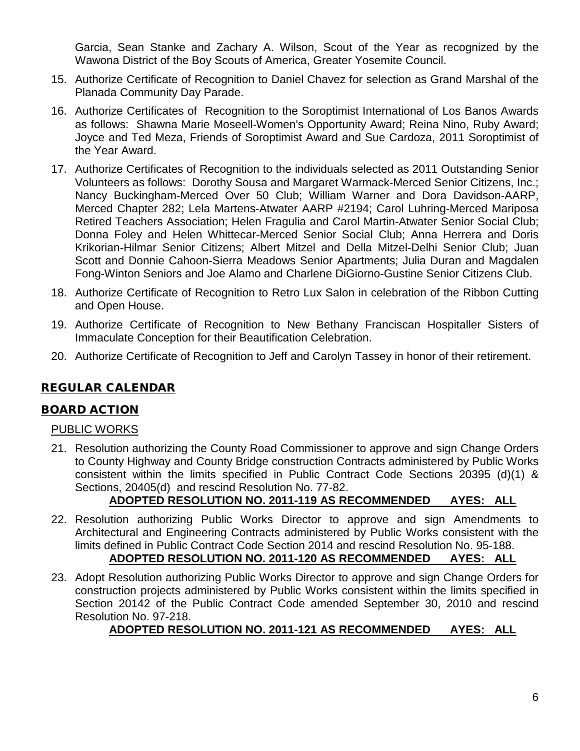Garcia, Sean Stanke and Zachary A. Wilson, Scout of the Year as recognized by the Wawona District of the Boy Scouts of America, Greater Yosemite Council.

15. Authorize Certificate of Recognition to Daniel Chavez for selection as Grand Marshal of the Planada Community Day Parade.

16. Authorize Certificates of Recognition to the Soroptimist International of Los Banos Awards as follows: Shawna Marie Moseell-Women's Opportunity Award; Reina Nino, Ruby Award; Joyce and Ted Meza, Friends of Soroptimist Award and Sue Cardoza, 2011 Soroptimist of the Year Award.

17. Authorize Certificates of Recognition to the individuals selected as 2011 Outstanding Senior Volunteers as follows: Dorothy Sousa and Margaret Warmack-Merced Senior Citizens, Inc.; Nancy Buckingham-Merced Over 50 Club; William Warner and Dora Davidson-AARP, Merced Chapter 282; Lela Martens-Atwater AARP #2194; Carol Luhring-Merced Mariposa Retired Teachers Association; Helen Fragulia and Carol Martin-Atwater Senior Social Club; Donna Foley and Helen Whittecar-Merced Senior Social Club; Anna Herrera and Doris Krikorian-Hilmar Senior Citizens; Albert Mitzel and Della Mitzel-Delhi Senior Club; Juan Scott and Donnie Cahoon-Sierra Meadows Senior Apartments; Julia Duran and Magdalen Fong-Winton Seniors and Joe Alamo and Charlene DiGiorno-Gustine Senior Citizens Club.

18. Authorize Certificate of Recognition to Retro Lux Salon in celebration of the Ribbon Cutting and Open House.

19. Authorize Certificate of Recognition to New Bethany Franciscan Hospitaller Sisters of Immaculate Conception for their Beautification Celebration.

20. Authorize Certificate of Recognition to Jeff and Carolyn Tassey in honor of their retirement.

## REGULAR CALENDAR

## BOARD ACTION

PUBLIC WORKS

21. Resolution authorizing the County Road Commissioner to approve and sign Change Orders to County Highway and County Bridge construction Contracts administered by Public Works consistent within the limits specified in Public Contract Code Sections 20395 (d)(1) & Sections, 20405(d) and rescind Resolution No. 77-82.

    **ADOPTED RESOLUTION NO. 2011-119 AS RECOMMENDED AYES: ALL**

22. Resolution authorizing Public Works Director to approve and sign Amendments to Architectural and Engineering Contracts administered by Public Works consistent with the limits defined in Public Contract Code Section 2014 and rescind Resolution No. 95-188.

    **ADOPTED RESOLUTION NO. 2011-120 AS RECOMMENDED AYES: ALL**

23. Adopt Resolution authorizing Public Works Director to approve and sign Change Orders for construction projects administered by Public Works consistent within the limits specified in Section 20142 of the Public Contract Code amended September 30, 2010 and rescind Resolution No. 97-218.

    **ADOPTED RESOLUTION NO. 2011-121 AS RECOMMENDED AYES: ALL**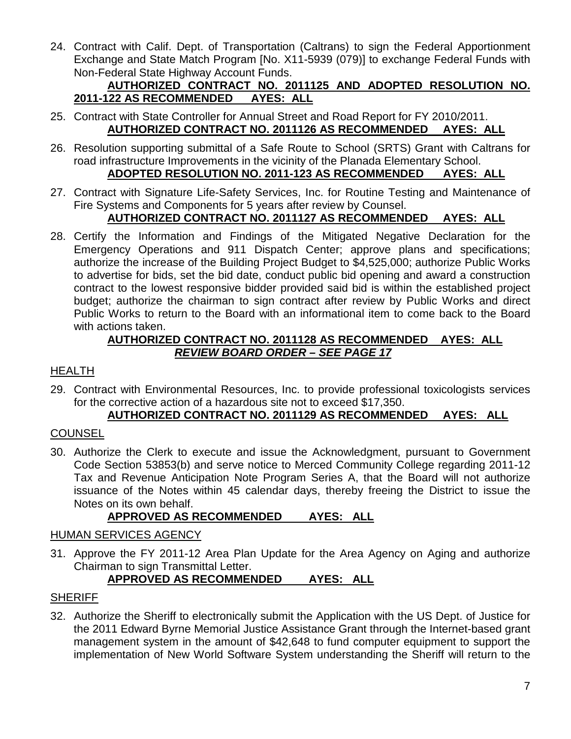24. Contract with Calif. Dept. of Transportation (Caltrans) to sign the Federal Apportionment Exchange and State Match Program [No. X11-5939 (079)] to exchange Federal Funds with Non-Federal State Highway Account Funds.

    **AUTHORIZED CONTRACT NO. 2011125 AND ADOPTED RESOLUTION NO. 2011-122 AS RECOMMENDED AYES: ALL**

25. Contract with State Controller for Annual Street and Road Report for FY 2010/2011.

    **AUTHORIZED CONTRACT NO. 2011126 AS RECOMMENDED AYES: ALL**

26. Resolution supporting submittal of a Safe Route to School (SRTS) Grant with Caltrans for road infrastructure Improvements in the vicinity of the Planada Elementary School.

    **ADOPTED RESOLUTION NO. 2011-123 AS RECOMMENDED AYES: ALL**

27. Contract with Signature Life-Safety Services, Inc. for Routine Testing and Maintenance of Fire Systems and Components for 5 years after review by Counsel.

    **AUTHORIZED CONTRACT NO. 2011127 AS RECOMMENDED AYES: ALL**

28. Certify the Information and Findings of the Mitigated Negative Declaration for the Emergency Operations and 911 Dispatch Center; approve plans and specifications; authorize the increase of the Building Project Budget to $4,525,000; authorize Public Works to advertise for bids, set the bid date, conduct public bid opening and award a construction contract to the lowest responsive bidder provided said bid is within the established project budget; authorize the chairman to sign contract after review by Public Works and direct Public Works to return to the Board with an informational item to come back to the Board with actions taken.

    **AUTHORIZED CONTRACT NO. 2011128 AS RECOMMENDED AYES: ALL**
    ***REVIEW BOARD ORDER – SEE PAGE 17***

HEALTH

29. Contract with Environmental Resources, Inc. to provide professional toxicologists services for the corrective action of a hazardous site not to exceed $17,350.

    **AUTHORIZED CONTRACT NO. 2011129 AS RECOMMENDED AYES: ALL**

COUNSEL

30. Authorize the Clerk to execute and issue the Acknowledgment, pursuant to Government Code Section 53853(b) and serve notice to Merced Community College regarding 2011-12 Tax and Revenue Anticipation Note Program Series A, that the Board will not authorize issuance of the Notes within 45 calendar days, thereby freeing the District to issue the Notes on its own behalf.

    **APPROVED AS RECOMMENDED AYES: ALL**

HUMAN SERVICES AGENCY

31. Approve the FY 2011-12 Area Plan Update for the Area Agency on Aging and authorize Chairman to sign Transmittal Letter.

    **APPROVED AS RECOMMENDED AYES: ALL**

SHERIFF

32. Authorize the Sheriff to electronically submit the Application with the US Dept. of Justice for the 2011 Edward Byrne Memorial Justice Assistance Grant through the Internet-based grant management system in the amount of $42,648 to fund computer equipment to support the implementation of New World Software System understanding the Sheriff will return to the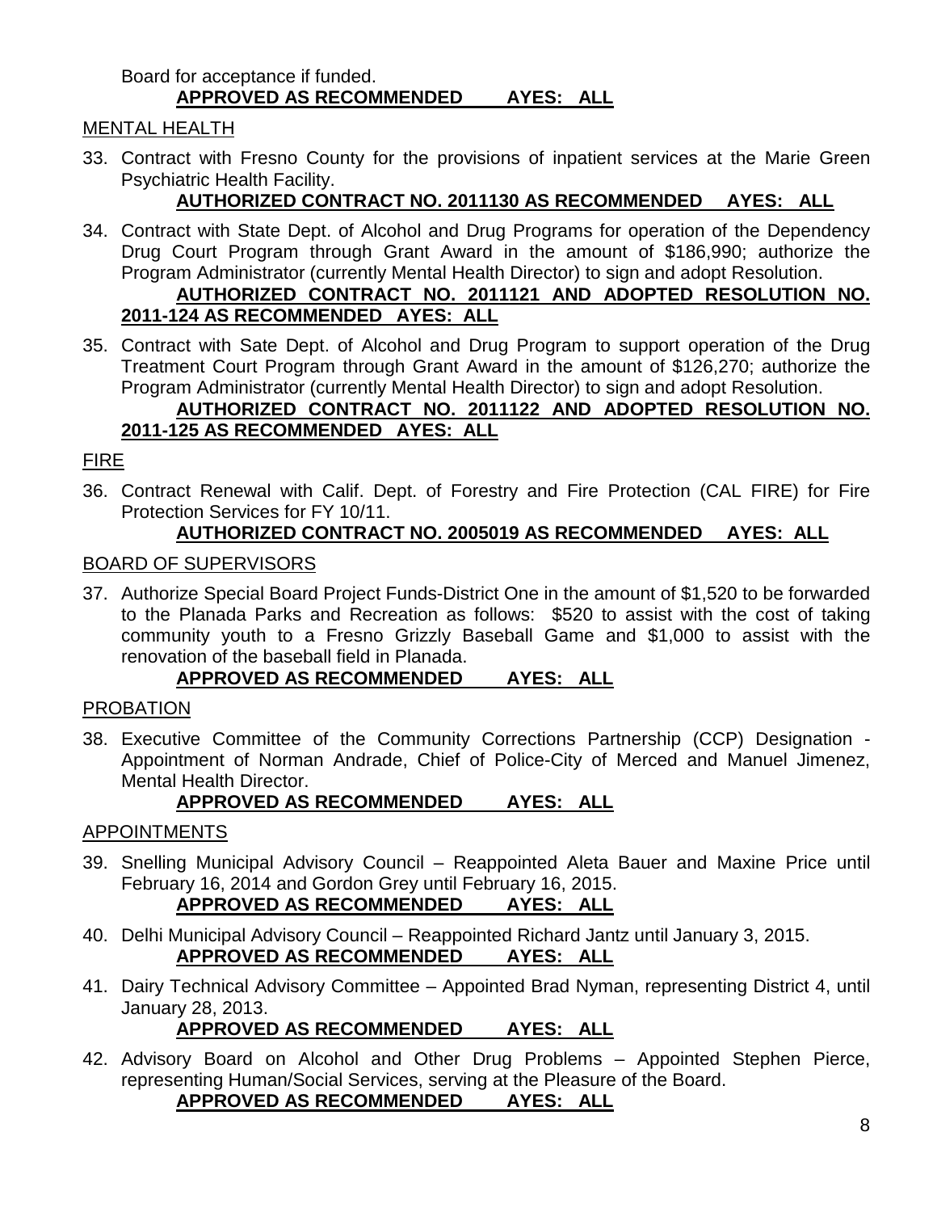Board for acceptance if funded.

**APPROVED AS RECOMMENDED AYES: ALL**

MENTAL HEALTH

33. Contract with Fresno County for the provisions of inpatient services at the Marie Green Psychiatric Health Facility.

    **AUTHORIZED CONTRACT NO. 2011130 AS RECOMMENDED AYES: ALL**

34. Contract with State Dept. of Alcohol and Drug Programs for operation of the Dependency Drug Court Program through Grant Award in the amount of $186,990; authorize the Program Administrator (currently Mental Health Director) to sign and adopt Resolution.

    **AUTHORIZED CONTRACT NO. 2011121 AND ADOPTED RESOLUTION NO. 2011-124 AS RECOMMENDED AYES: ALL**

35. Contract with Sate Dept. of Alcohol and Drug Program to support operation of the Drug Treatment Court Program through Grant Award in the amount of $126,270; authorize the Program Administrator (currently Mental Health Director) to sign and adopt Resolution.

    **AUTHORIZED CONTRACT NO. 2011122 AND ADOPTED RESOLUTION NO. 2011-125 AS RECOMMENDED AYES: ALL**

FIRE

36. Contract Renewal with Calif. Dept. of Forestry and Fire Protection (CAL FIRE) for Fire Protection Services for FY 10/11.

    **AUTHORIZED CONTRACT NO. 2005019 AS RECOMMENDED AYES: ALL**

BOARD OF SUPERVISORS

37. Authorize Special Board Project Funds-District One in the amount of $1,520 to be forwarded to the Planada Parks and Recreation as follows: $520 to assist with the cost of taking community youth to a Fresno Grizzly Baseball Game and $1,000 to assist with the renovation of the baseball field in Planada.

    **APPROVED AS RECOMMENDED AYES: ALL**

PROBATION

38. Executive Committee of the Community Corrections Partnership (CCP) Designation - Appointment of Norman Andrade, Chief of Police-City of Merced and Manuel Jimenez, Mental Health Director.

    **APPROVED AS RECOMMENDED AYES: ALL**

APPOINTMENTS

39. Snelling Municipal Advisory Council – Reappointed Aleta Bauer and Maxine Price until February 16, 2014 and Gordon Grey until February 16, 2015.

    **APPROVED AS RECOMMENDED AYES: ALL**

40. Delhi Municipal Advisory Council – Reappointed Richard Jantz until January 3, 2015.

    **APPROVED AS RECOMMENDED AYES: ALL**

41. Dairy Technical Advisory Committee – Appointed Brad Nyman, representing District 4, until January 28, 2013.

    **APPROVED AS RECOMMENDED AYES: ALL**

42. Advisory Board on Alcohol and Other Drug Problems – Appointed Stephen Pierce, representing Human/Social Services, serving at the Pleasure of the Board.

    **APPROVED AS RECOMMENDED AYES: ALL**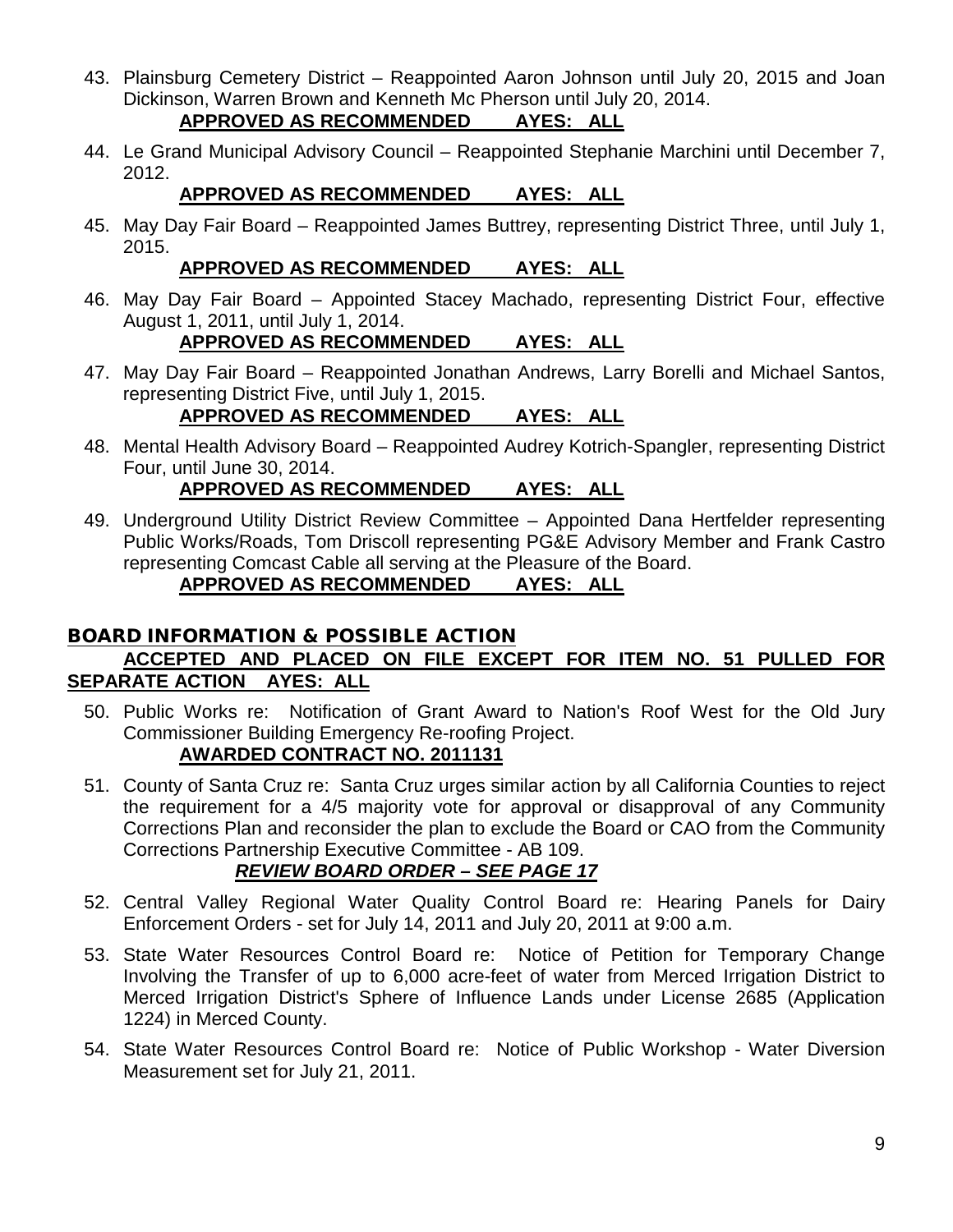43. Plainsburg Cemetery District – Reappointed Aaron Johnson until July 20, 2015 and Joan Dickinson, Warren Brown and Kenneth Mc Pherson until July 20, 2014.
   **APPROVED AS RECOMMENDED AYES: ALL**

44. Le Grand Municipal Advisory Council – Reappointed Stephanie Marchini until December 7, 2012.
   **APPROVED AS RECOMMENDED AYES: ALL**

45. May Day Fair Board – Reappointed James Buttrey, representing District Three, until July 1, 2015.
   **APPROVED AS RECOMMENDED AYES: ALL**

46. May Day Fair Board – Appointed Stacey Machado, representing District Four, effective August 1, 2011, until July 1, 2014.
   **APPROVED AS RECOMMENDED AYES: ALL**

47. May Day Fair Board – Reappointed Jonathan Andrews, Larry Borelli and Michael Santos, representing District Five, until July 1, 2015.
   **APPROVED AS RECOMMENDED AYES: ALL**

48. Mental Health Advisory Board – Reappointed Audrey Kotrich-Spangler, representing District Four, until June 30, 2014.
   **APPROVED AS RECOMMENDED AYES: ALL**

49. Underground Utility District Review Committee – Appointed Dana Hertfelder representing Public Works/Roads, Tom Driscoll representing PG&E Advisory Member and Frank Castro representing Comcast Cable all serving at the Pleasure of the Board.
   **APPROVED AS RECOMMENDED AYES: ALL**

## BOARD INFORMATION & POSSIBLE ACTION

**ACCEPTED AND PLACED ON FILE EXCEPT FOR ITEM NO. 51 PULLED FOR SEPARATE ACTION AYES: ALL**

50. Public Works re: Notification of Grant Award to Nation's Roof West for the Old Jury Commissioner Building Emergency Re-roofing Project.
   **AWARDED CONTRACT NO. 2011131**

51. County of Santa Cruz re: Santa Cruz urges similar action by all California Counties to reject the requirement for a 4/5 majority vote for approval or disapproval of any Community Corrections Plan and reconsider the plan to exclude the Board or CAO from the Community Corrections Partnership Executive Committee - AB 109.
   ***REVIEW BOARD ORDER – SEE PAGE 17***

52. Central Valley Regional Water Quality Control Board re: Hearing Panels for Dairy Enforcement Orders - set for July 14, 2011 and July 20, 2011 at 9:00 a.m.

53. State Water Resources Control Board re: Notice of Petition for Temporary Change Involving the Transfer of up to 6,000 acre-feet of water from Merced Irrigation District to Merced Irrigation District's Sphere of Influence Lands under License 2685 (Application 1224) in Merced County.

54. State Water Resources Control Board re: Notice of Public Workshop - Water Diversion Measurement set for July 21, 2011.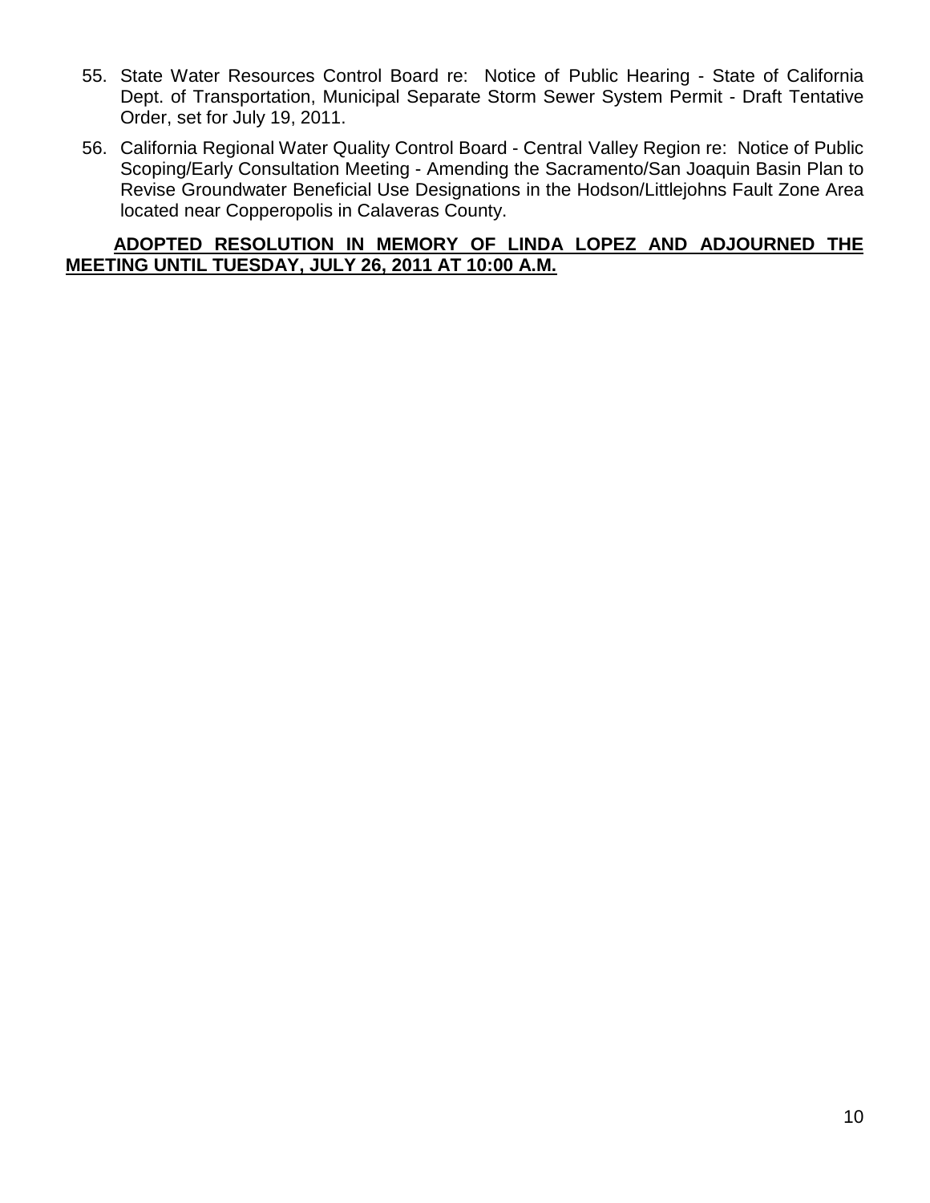55. State Water Resources Control Board re: Notice of Public Hearing - State of California Dept. of Transportation, Municipal Separate Storm Sewer System Permit - Draft Tentative Order, set for July 19, 2011.

56. California Regional Water Quality Control Board - Central Valley Region re: Notice of Public Scoping/Early Consultation Meeting - Amending the Sacramento/San Joaquin Basin Plan to Revise Groundwater Beneficial Use Designations in the Hodson/Littlejohns Fault Zone Area located near Copperopolis in Calaveras County.

**ADOPTED RESOLUTION IN MEMORY OF LINDA LOPEZ AND ADJOURNED THE MEETING UNTIL TUESDAY, JULY 26, 2011 AT 10:00 A.M.**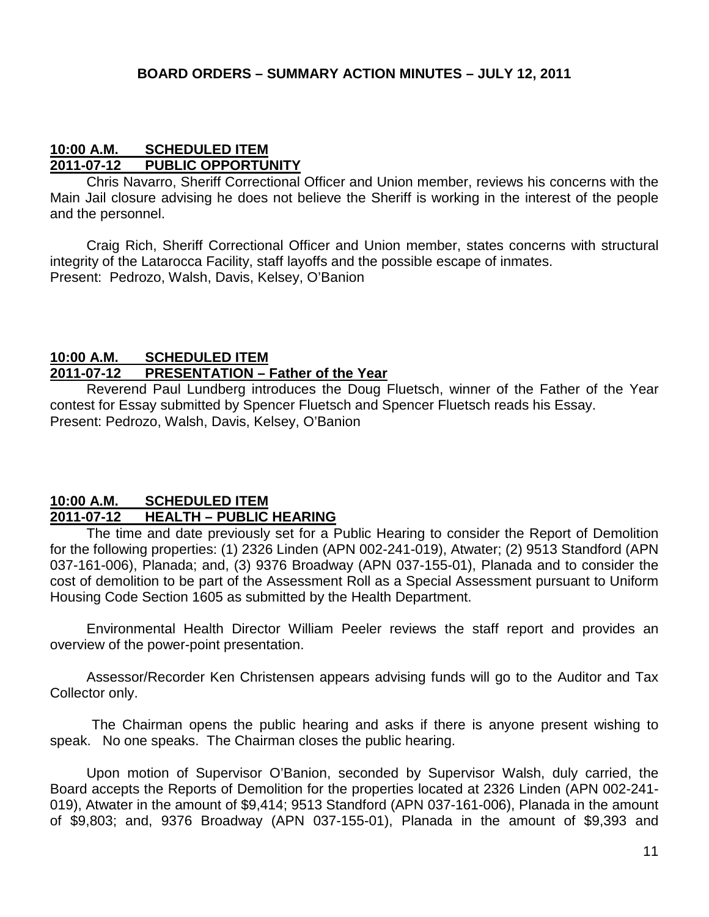**BOARD ORDERS – SUMMARY ACTION MINUTES – JULY 12, 2011**

**10:00 A.M. SCHEDULED ITEM**
**2011-07-12 PUBLIC OPPORTUNITY**

Chris Navarro, Sheriff Correctional Officer and Union member, reviews his concerns with the Main Jail closure advising he does not believe the Sheriff is working in the interest of the people and the personnel.

Craig Rich, Sheriff Correctional Officer and Union member, states concerns with structural integrity of the Latarocca Facility, staff layoffs and the possible escape of inmates.
Present: Pedrozo, Walsh, Davis, Kelsey, O'Banion

**10:00 A.M. SCHEDULED ITEM**
**2011-07-12 PRESENTATION – Father of the Year**

Reverend Paul Lundberg introduces the Doug Fluetsch, winner of the Father of the Year contest for Essay submitted by Spencer Fluetsch and Spencer Fluetsch reads his Essay.
Present: Pedrozo, Walsh, Davis, Kelsey, O'Banion

**10:00 A.M. SCHEDULED ITEM**
**2011-07-12 HEALTH – PUBLIC HEARING**

The time and date previously set for a Public Hearing to consider the Report of Demolition for the following properties: (1) 2326 Linden (APN 002-241-019), Atwater; (2) 9513 Standford (APN 037-161-006), Planada; and, (3) 9376 Broadway (APN 037-155-01), Planada and to consider the cost of demolition to be part of the Assessment Roll as a Special Assessment pursuant to Uniform Housing Code Section 1605 as submitted by the Health Department.

Environmental Health Director William Peeler reviews the staff report and provides an overview of the power-point presentation.

Assessor/Recorder Ken Christensen appears advising funds will go to the Auditor and Tax Collector only.

The Chairman opens the public hearing and asks if there is anyone present wishing to speak. No one speaks. The Chairman closes the public hearing.

Upon motion of Supervisor O'Banion, seconded by Supervisor Walsh, duly carried, the Board accepts the Reports of Demolition for the properties located at 2326 Linden (APN 002-241-019), Atwater in the amount of $9,414; 9513 Standford (APN 037-161-006), Planada in the amount of $9,803; and, 9376 Broadway (APN 037-155-01), Planada in the amount of $9,393 and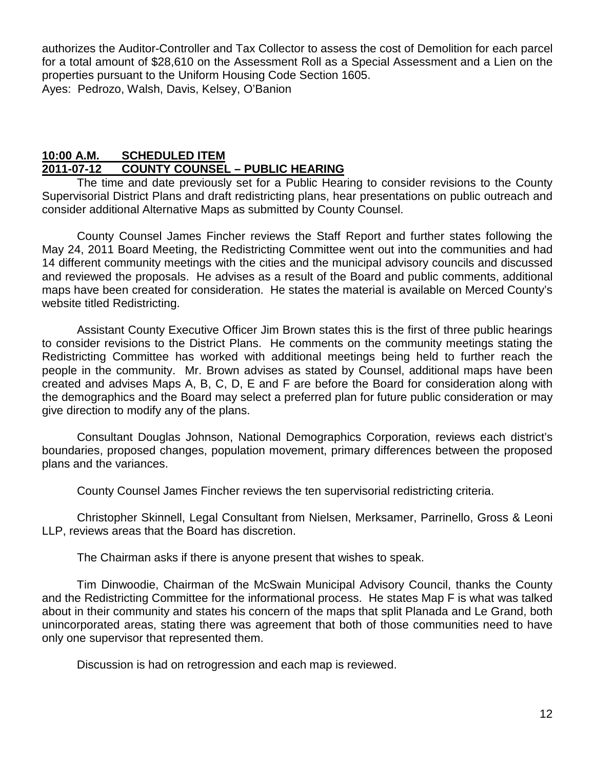authorizes the Auditor-Controller and Tax Collector to assess the cost of Demolition for each parcel for a total amount of $28,610 on the Assessment Roll as a Special Assessment and a Lien on the properties pursuant to the Uniform Housing Code Section 1605.
Ayes: Pedrozo, Walsh, Davis, Kelsey, O'Banion

**10:00 A.M. SCHEDULED ITEM**
**2011-07-12 COUNTY COUNSEL – PUBLIC HEARING**

The time and date previously set for a Public Hearing to consider revisions to the County Supervisorial District Plans and draft redistricting plans, hear presentations on public outreach and consider additional Alternative Maps as submitted by County Counsel.

County Counsel James Fincher reviews the Staff Report and further states following the May 24, 2011 Board Meeting, the Redistricting Committee went out into the communities and had 14 different community meetings with the cities and the municipal advisory councils and discussed and reviewed the proposals. He advises as a result of the Board and public comments, additional maps have been created for consideration. He states the material is available on Merced County's website titled Redistricting.

Assistant County Executive Officer Jim Brown states this is the first of three public hearings to consider revisions to the District Plans. He comments on the community meetings stating the Redistricting Committee has worked with additional meetings being held to further reach the people in the community. Mr. Brown advises as stated by Counsel, additional maps have been created and advises Maps A, B, C, D, E and F are before the Board for consideration along with the demographics and the Board may select a preferred plan for future public consideration or may give direction to modify any of the plans.

Consultant Douglas Johnson, National Demographics Corporation, reviews each district's boundaries, proposed changes, population movement, primary differences between the proposed plans and the variances.

County Counsel James Fincher reviews the ten supervisorial redistricting criteria.

Christopher Skinnell, Legal Consultant from Nielsen, Merksamer, Parrinello, Gross & Leoni LLP, reviews areas that the Board has discretion.

The Chairman asks if there is anyone present that wishes to speak.

Tim Dinwoodie, Chairman of the McSwain Municipal Advisory Council, thanks the County and the Redistricting Committee for the informational process. He states Map F is what was talked about in their community and states his concern of the maps that split Planada and Le Grand, both unincorporated areas, stating there was agreement that both of those communities need to have only one supervisor that represented them.

Discussion is had on retrogression and each map is reviewed.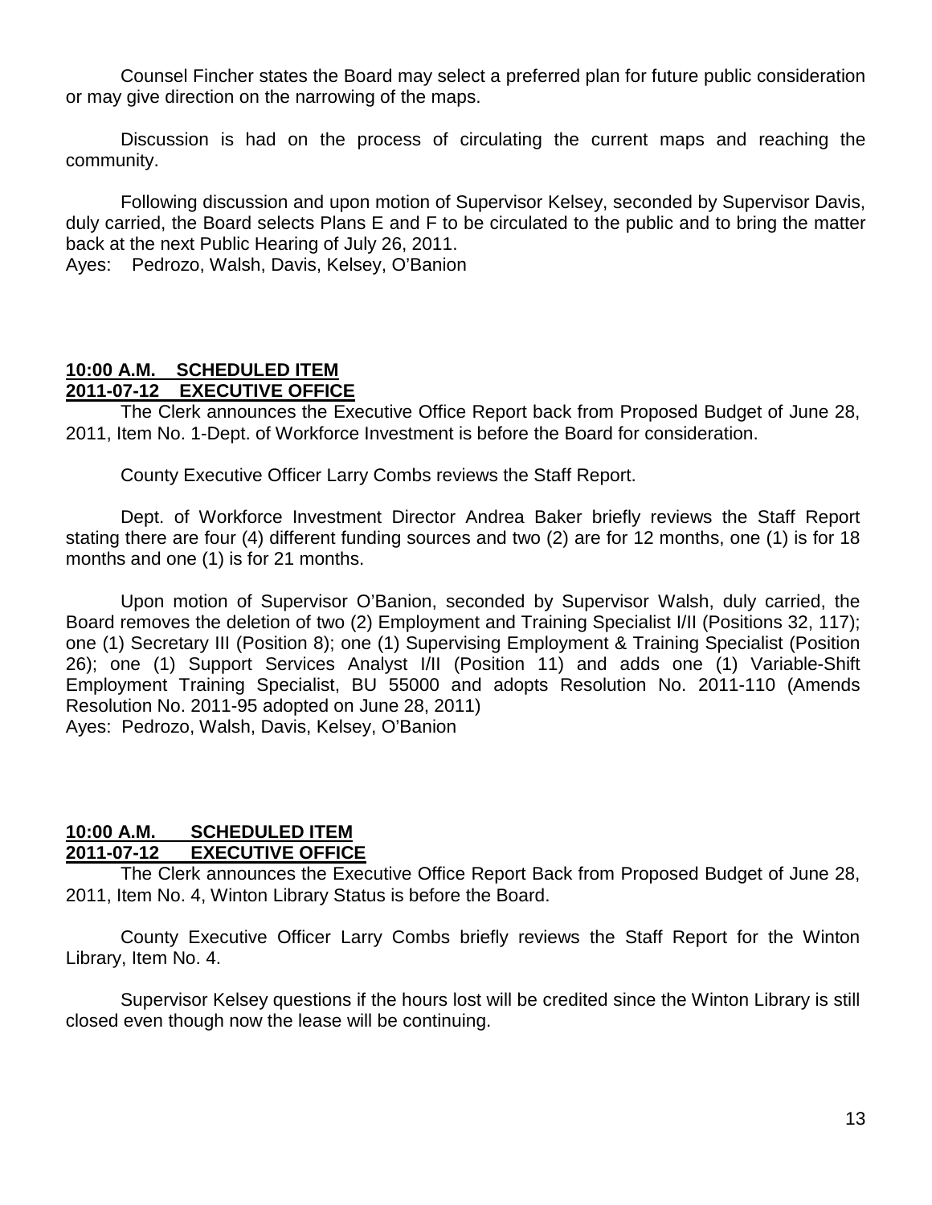Counsel Fincher states the Board may select a preferred plan for future public consideration or may give direction on the narrowing of the maps.

Discussion is had on the process of circulating the current maps and reaching the community.

Following discussion and upon motion of Supervisor Kelsey, seconded by Supervisor Davis, duly carried, the Board selects Plans E and F to be circulated to the public and to bring the matter back at the next Public Hearing of July 26, 2011.
Ayes: Pedrozo, Walsh, Davis, Kelsey, O'Banion

**10:00 A.M. SCHEDULED ITEM**
**2011-07-12 EXECUTIVE OFFICE**

The Clerk announces the Executive Office Report back from Proposed Budget of June 28, 2011, Item No. 1-Dept. of Workforce Investment is before the Board for consideration.

County Executive Officer Larry Combs reviews the Staff Report.

Dept. of Workforce Investment Director Andrea Baker briefly reviews the Staff Report stating there are four (4) different funding sources and two (2) are for 12 months, one (1) is for 18 months and one (1) is for 21 months.

Upon motion of Supervisor O'Banion, seconded by Supervisor Walsh, duly carried, the Board removes the deletion of two (2) Employment and Training Specialist I/II (Positions 32, 117); one (1) Secretary III (Position 8); one (1) Supervising Employment & Training Specialist (Position 26); one (1) Support Services Analyst I/II (Position 11) and adds one (1) Variable-Shift Employment Training Specialist, BU 55000 and adopts Resolution No. 2011-110 (Amends Resolution No. 2011-95 adopted on June 28, 2011)
Ayes: Pedrozo, Walsh, Davis, Kelsey, O'Banion

**10:00 A.M. SCHEDULED ITEM**
**2011-07-12 EXECUTIVE OFFICE**

The Clerk announces the Executive Office Report Back from Proposed Budget of June 28, 2011, Item No. 4, Winton Library Status is before the Board.

County Executive Officer Larry Combs briefly reviews the Staff Report for the Winton Library, Item No. 4.

Supervisor Kelsey questions if the hours lost will be credited since the Winton Library is still closed even though now the lease will be continuing.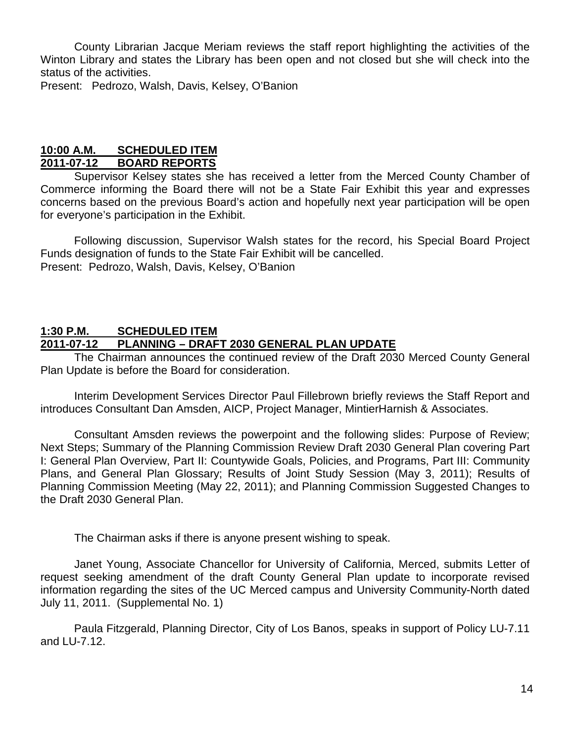County Librarian Jacque Meriam reviews the staff report highlighting the activities of the Winton Library and states the Library has been open and not closed but she will check into the status of the activities.

Present: Pedrozo, Walsh, Davis, Kelsey, O'Banion

## 10:00 A.M. SCHEDULED ITEM
## 2011-07-12 BOARD REPORTS

Supervisor Kelsey states she has received a letter from the Merced County Chamber of Commerce informing the Board there will not be a State Fair Exhibit this year and expresses concerns based on the previous Board's action and hopefully next year participation will be open for everyone's participation in the Exhibit.

Following discussion, Supervisor Walsh states for the record, his Special Board Project Funds designation of funds to the State Fair Exhibit will be cancelled.

Present: Pedrozo, Walsh, Davis, Kelsey, O'Banion

## 1:30 P.M. SCHEDULED ITEM
## 2011-07-12 PLANNING – DRAFT 2030 GENERAL PLAN UPDATE

The Chairman announces the continued review of the Draft 2030 Merced County General Plan Update is before the Board for consideration.

Interim Development Services Director Paul Fillebrown briefly reviews the Staff Report and introduces Consultant Dan Amsden, AICP, Project Manager, MintierHarnish & Associates.

Consultant Amsden reviews the powerpoint and the following slides: Purpose of Review; Next Steps; Summary of the Planning Commission Review Draft 2030 General Plan covering Part I: General Plan Overview, Part II: Countywide Goals, Policies, and Programs, Part III: Community Plans, and General Plan Glossary; Results of Joint Study Session (May 3, 2011); Results of Planning Commission Meeting (May 22, 2011); and Planning Commission Suggested Changes to the Draft 2030 General Plan.

The Chairman asks if there is anyone present wishing to speak.

Janet Young, Associate Chancellor for University of California, Merced, submits Letter of request seeking amendment of the draft County General Plan update to incorporate revised information regarding the sites of the UC Merced campus and University Community-North dated July 11, 2011. (Supplemental No. 1)

Paula Fitzgerald, Planning Director, City of Los Banos, speaks in support of Policy LU-7.11 and LU-7.12.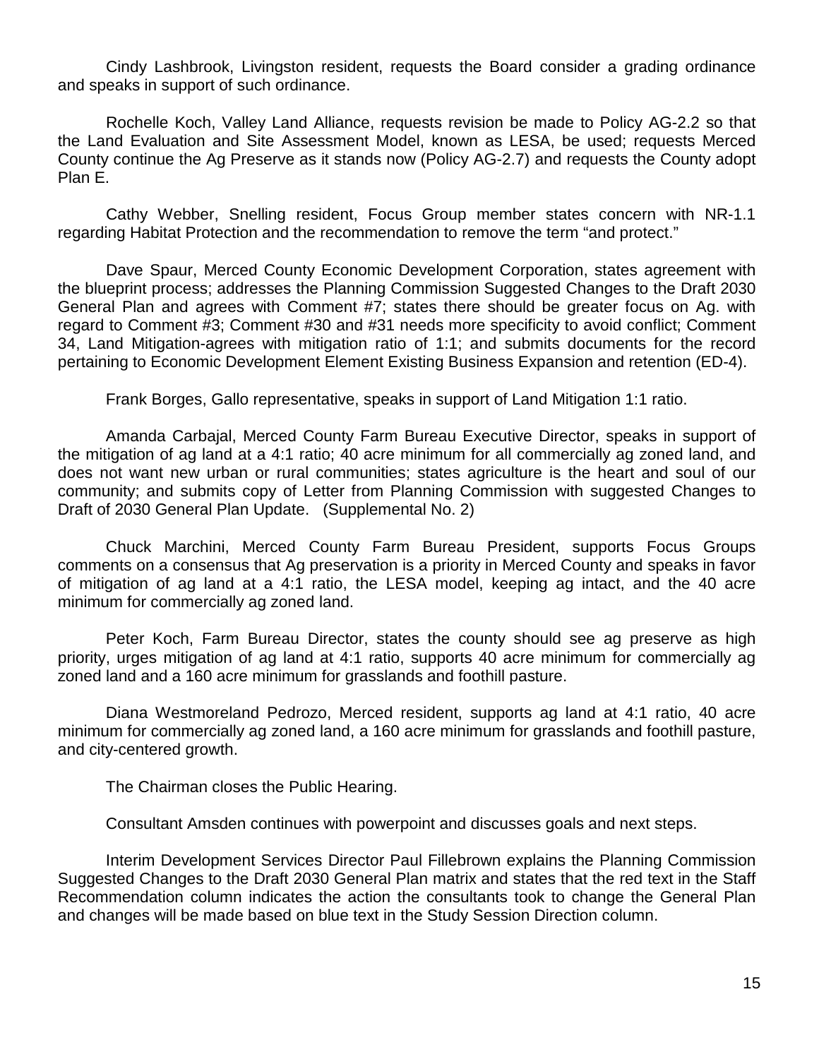Cindy Lashbrook, Livingston resident, requests the Board consider a grading ordinance and speaks in support of such ordinance.

Rochelle Koch, Valley Land Alliance, requests revision be made to Policy AG-2.2 so that the Land Evaluation and Site Assessment Model, known as LESA, be used; requests Merced County continue the Ag Preserve as it stands now (Policy AG-2.7) and requests the County adopt Plan E.

Cathy Webber, Snelling resident, Focus Group member states concern with NR-1.1 regarding Habitat Protection and the recommendation to remove the term "and protect."

Dave Spaur, Merced County Economic Development Corporation, states agreement with the blueprint process; addresses the Planning Commission Suggested Changes to the Draft 2030 General Plan and agrees with Comment #7; states there should be greater focus on Ag. with regard to Comment #3; Comment #30 and #31 needs more specificity to avoid conflict; Comment 34, Land Mitigation-agrees with mitigation ratio of 1:1; and submits documents for the record pertaining to Economic Development Element Existing Business Expansion and retention (ED-4).

Frank Borges, Gallo representative, speaks in support of Land Mitigation 1:1 ratio.

Amanda Carbajal, Merced County Farm Bureau Executive Director, speaks in support of the mitigation of ag land at a 4:1 ratio; 40 acre minimum for all commercially ag zoned land, and does not want new urban or rural communities; states agriculture is the heart and soul of our community; and submits copy of Letter from Planning Commission with suggested Changes to Draft of 2030 General Plan Update. (Supplemental No. 2)

Chuck Marchini, Merced County Farm Bureau President, supports Focus Groups comments on a consensus that Ag preservation is a priority in Merced County and speaks in favor of mitigation of ag land at a 4:1 ratio, the LESA model, keeping ag intact, and the 40 acre minimum for commercially ag zoned land.

Peter Koch, Farm Bureau Director, states the county should see ag preserve as high priority, urges mitigation of ag land at 4:1 ratio, supports 40 acre minimum for commercially ag zoned land and a 160 acre minimum for grasslands and foothill pasture.

Diana Westmoreland Pedrozo, Merced resident, supports ag land at 4:1 ratio, 40 acre minimum for commercially ag zoned land, a 160 acre minimum for grasslands and foothill pasture, and city-centered growth.

The Chairman closes the Public Hearing.

Consultant Amsden continues with powerpoint and discusses goals and next steps.

Interim Development Services Director Paul Fillebrown explains the Planning Commission Suggested Changes to the Draft 2030 General Plan matrix and states that the red text in the Staff Recommendation column indicates the action the consultants took to change the General Plan and changes will be made based on blue text in the Study Session Direction column.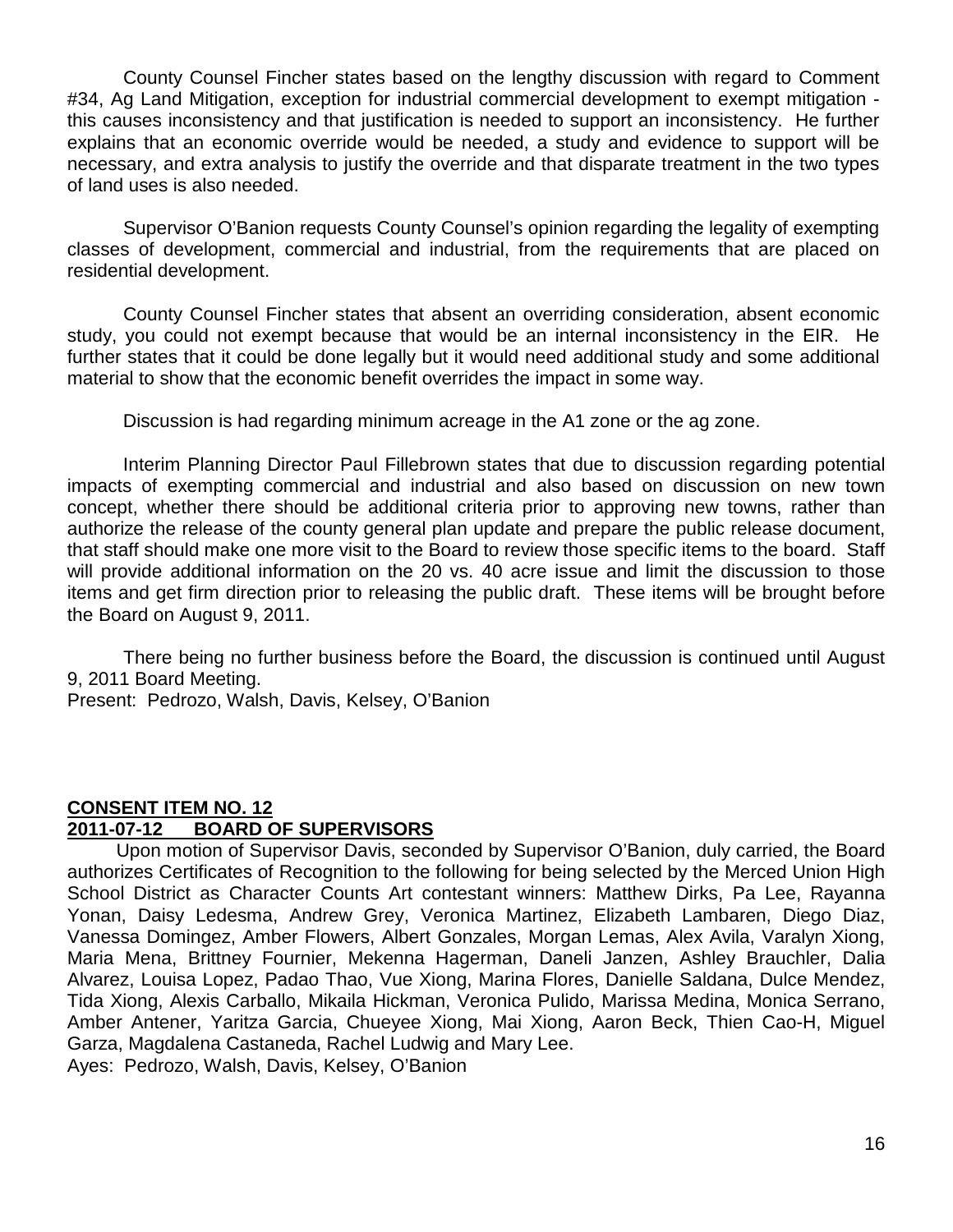County Counsel Fincher states based on the lengthy discussion with regard to Comment #34, Ag Land Mitigation, exception for industrial commercial development to exempt mitigation - this causes inconsistency and that justification is needed to support an inconsistency. He further explains that an economic override would be needed, a study and evidence to support will be necessary, and extra analysis to justify the override and that disparate treatment in the two types of land uses is also needed.

Supervisor O'Banion requests County Counsel's opinion regarding the legality of exempting classes of development, commercial and industrial, from the requirements that are placed on residential development.

County Counsel Fincher states that absent an overriding consideration, absent economic study, you could not exempt because that would be an internal inconsistency in the EIR. He further states that it could be done legally but it would need additional study and some additional material to show that the economic benefit overrides the impact in some way.

Discussion is had regarding minimum acreage in the A1 zone or the ag zone.

Interim Planning Director Paul Fillebrown states that due to discussion regarding potential impacts of exempting commercial and industrial and also based on discussion on new town concept, whether there should be additional criteria prior to approving new towns, rather than authorize the release of the county general plan update and prepare the public release document, that staff should make one more visit to the Board to review those specific items to the board. Staff will provide additional information on the 20 vs. 40 acre issue and limit the discussion to those items and get firm direction prior to releasing the public draft. These items will be brought before the Board on August 9, 2011.

There being no further business before the Board, the discussion is continued until August 9, 2011 Board Meeting.
Present: Pedrozo, Walsh, Davis, Kelsey, O'Banion

**CONSENT ITEM NO. 12**
**2011-07-12 BOARD OF SUPERVISORS**

Upon motion of Supervisor Davis, seconded by Supervisor O'Banion, duly carried, the Board authorizes Certificates of Recognition to the following for being selected by the Merced Union High School District as Character Counts Art contestant winners: Matthew Dirks, Pa Lee, Rayanna Yonan, Daisy Ledesma, Andrew Grey, Veronica Martinez, Elizabeth Lambaren, Diego Diaz, Vanessa Domingez, Amber Flowers, Albert Gonzales, Morgan Lemas, Alex Avila, Varalyn Xiong, Maria Mena, Brittney Fournier, Mekenna Hagerman, Daneli Janzen, Ashley Brauchler, Dalia Alvarez, Louisa Lopez, Padao Thao, Vue Xiong, Marina Flores, Danielle Saldana, Dulce Mendez, Tida Xiong, Alexis Carballo, Mikaila Hickman, Veronica Pulido, Marissa Medina, Monica Serrano, Amber Antener, Yaritza Garcia, Chueyee Xiong, Mai Xiong, Aaron Beck, Thien Cao-H, Miguel Garza, Magdalena Castaneda, Rachel Ludwig and Mary Lee.
Ayes: Pedrozo, Walsh, Davis, Kelsey, O'Banion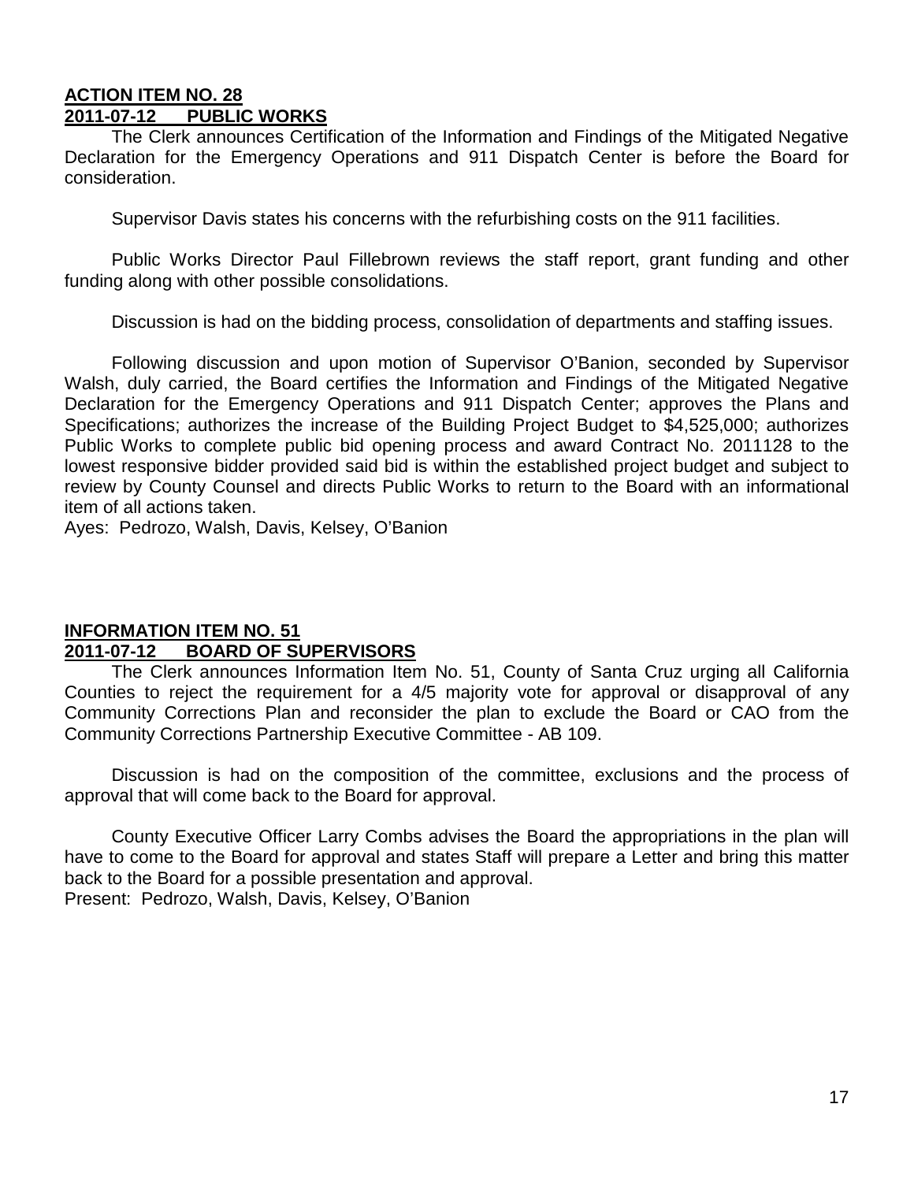**ACTION ITEM NO. 28**
**2011-07-12 PUBLIC WORKS**

The Clerk announces Certification of the Information and Findings of the Mitigated Negative Declaration for the Emergency Operations and 911 Dispatch Center is before the Board for consideration.

Supervisor Davis states his concerns with the refurbishing costs on the 911 facilities.

Public Works Director Paul Fillebrown reviews the staff report, grant funding and other funding along with other possible consolidations.

Discussion is had on the bidding process, consolidation of departments and staffing issues.

Following discussion and upon motion of Supervisor O'Banion, seconded by Supervisor Walsh, duly carried, the Board certifies the Information and Findings of the Mitigated Negative Declaration for the Emergency Operations and 911 Dispatch Center; approves the Plans and Specifications; authorizes the increase of the Building Project Budget to $4,525,000; authorizes Public Works to complete public bid opening process and award Contract No. 2011128 to the lowest responsive bidder provided said bid is within the established project budget and subject to review by County Counsel and directs Public Works to return to the Board with an informational item of all actions taken.
Ayes: Pedrozo, Walsh, Davis, Kelsey, O'Banion

**INFORMATION ITEM NO. 51**
**2011-07-12 BOARD OF SUPERVISORS**

The Clerk announces Information Item No. 51, County of Santa Cruz urging all California Counties to reject the requirement for a 4/5 majority vote for approval or disapproval of any Community Corrections Plan and reconsider the plan to exclude the Board or CAO from the Community Corrections Partnership Executive Committee - AB 109.

Discussion is had on the composition of the committee, exclusions and the process of approval that will come back to the Board for approval.

County Executive Officer Larry Combs advises the Board the appropriations in the plan will have to come to the Board for approval and states Staff will prepare a Letter and bring this matter back to the Board for a possible presentation and approval.
Present: Pedrozo, Walsh, Davis, Kelsey, O'Banion